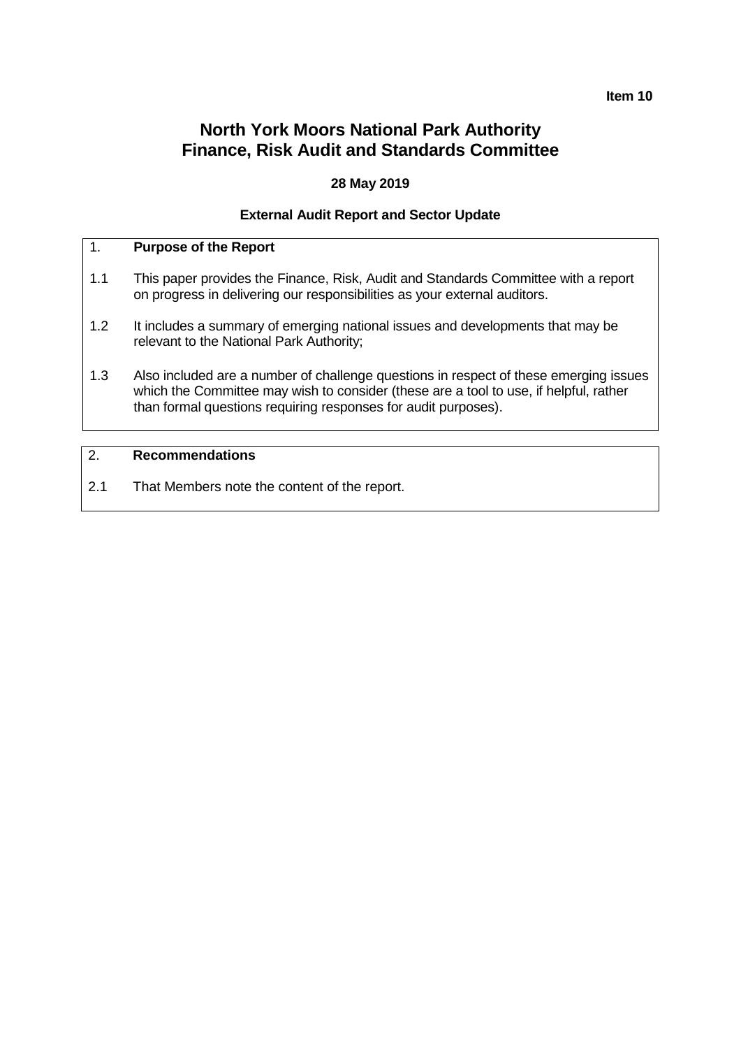**Item 10**

# North York Moors National Park Authority
# Finance, Risk Audit and Standards Committee

**28 May 2019**

**External Audit Report and Sector Update**

## 1. Purpose of the Report

1.1 This paper provides the Finance, Risk, Audit and Standards Committee with a report on progress in delivering our responsibilities as your external auditors.

1.2 It includes a summary of emerging national issues and developments that may be relevant to the National Park Authority;

1.3 Also included are a number of challenge questions in respect of these emerging issues which the Committee may wish to consider (these are a tool to use, if helpful, rather than formal questions requiring responses for audit purposes).

## 2. Recommendations

2.1 That Members note the content of the report.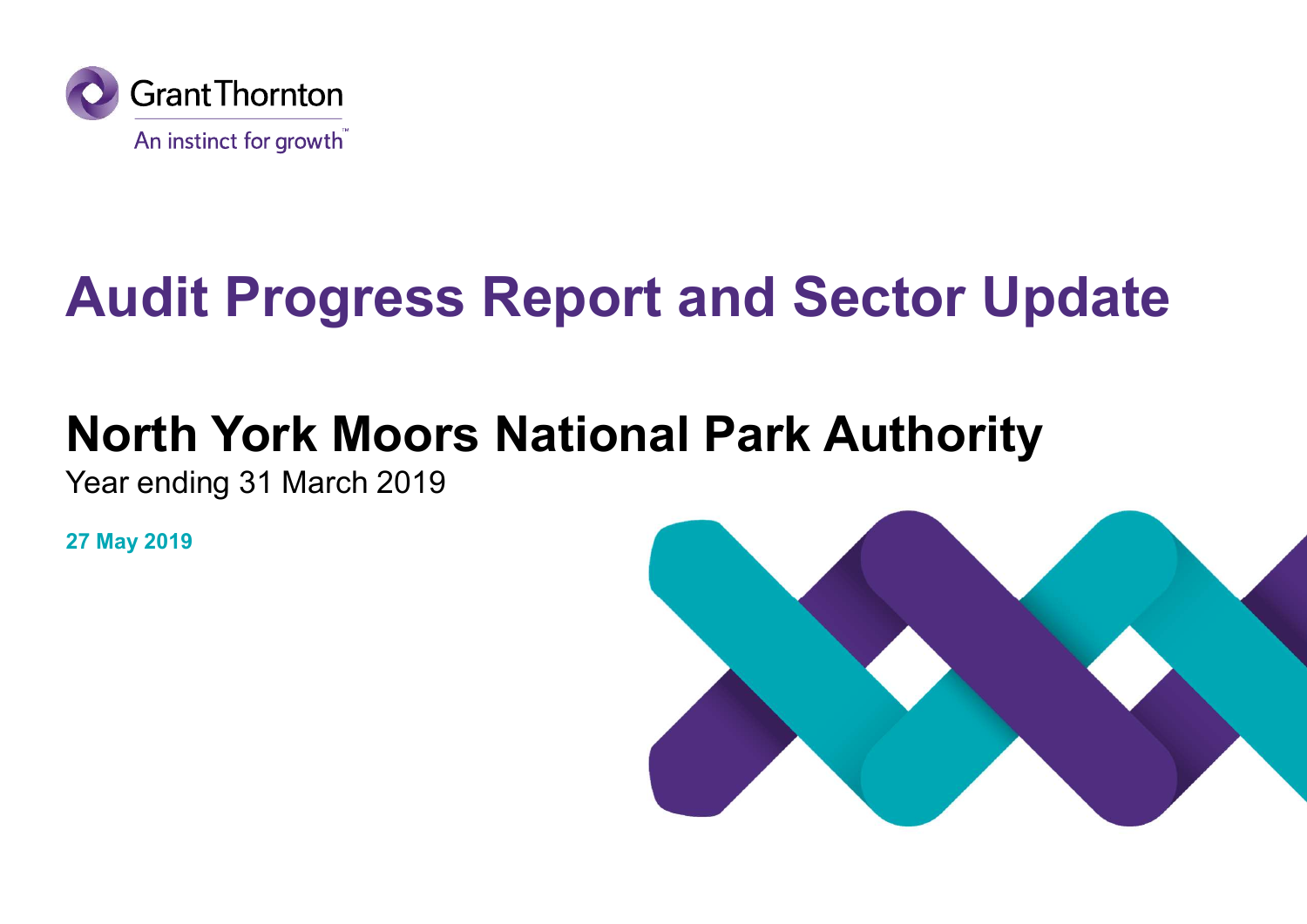Grant Thornton

An instinct for growth™

# Audit Progress Report and Sector Update

## North York Moors National Park Authority

Year ending 31 March 2019

**27 May 2019**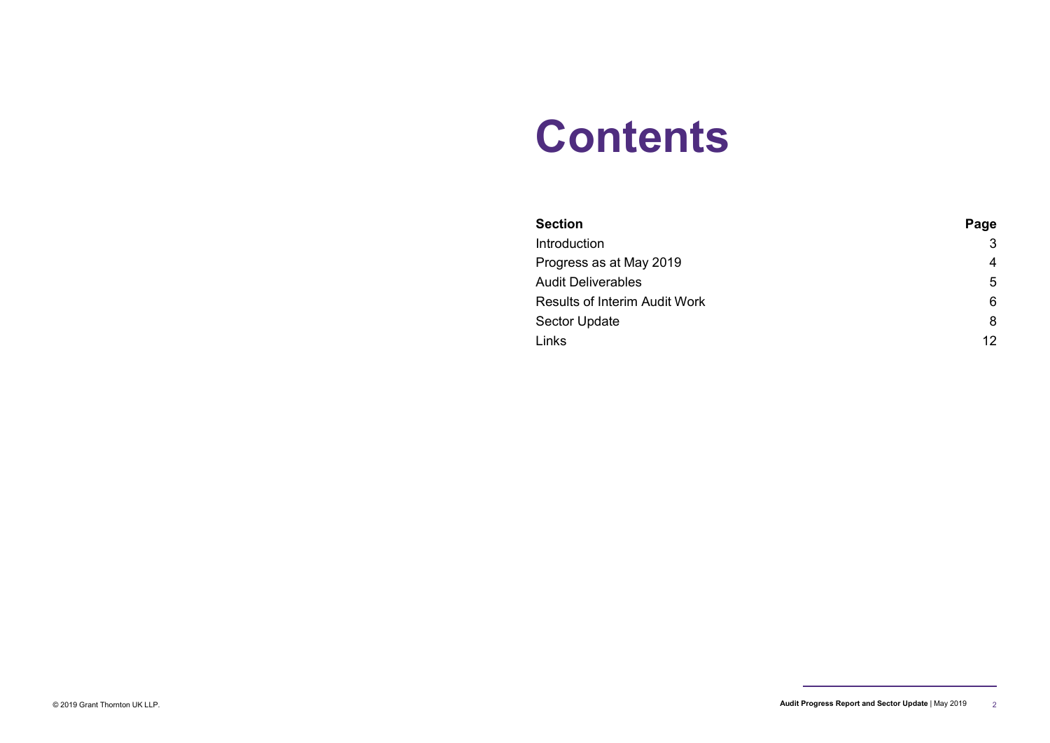# Contents

| Section | Page |
| --- | --- |
| Introduction | 3 |
| Progress as at May 2019 | 4 |
| Audit Deliverables | 5 |
| Results of Interim Audit Work | 6 |
| Sector Update | 8 |
| Links | 12 |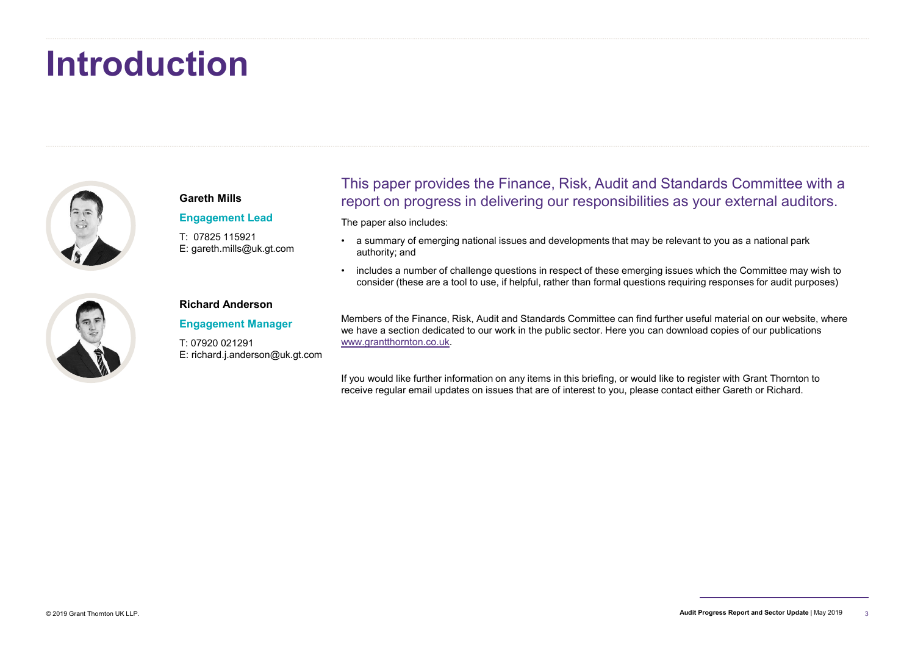# Introduction

**Gareth Mills**

**Engagement Lead**

T: 07825 115921
E: gareth.mills@uk.gt.com

**Richard Anderson**

**Engagement Manager**

T: 07920 021291
E: richard.j.anderson@uk.gt.com

## This paper provides the Finance, Risk, Audit and Standards Committee with a report on progress in delivering our responsibilities as your external auditors.

The paper also includes:

- a summary of emerging national issues and developments that may be relevant to you as a national park authority; and
- includes a number of challenge questions in respect of these emerging issues which the Committee may wish to consider (these are a tool to use, if helpful, rather than formal questions requiring responses for audit purposes)

Members of the Finance, Risk, Audit and Standards Committee can find further useful material on our website, where we have a section dedicated to our work in the public sector. Here you can download copies of our publications www.grantthornton.co.uk.

If you would like further information on any items in this briefing, or would like to register with Grant Thornton to receive regular email updates on issues that are of interest to you, please contact either Gareth or Richard.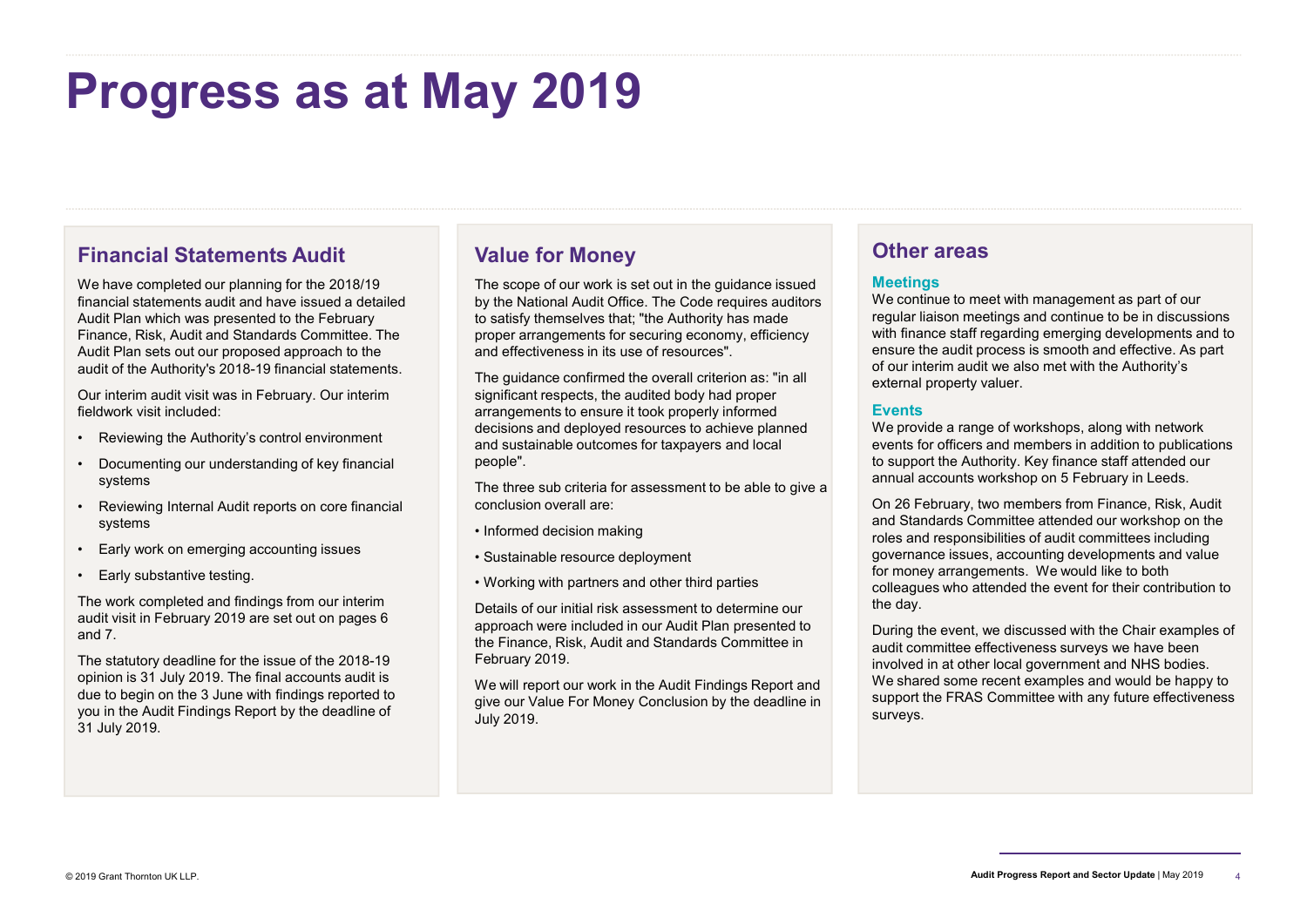# Progress as at May 2019

## Financial Statements Audit

We have completed our planning for the 2018/19 financial statements audit and have issued a detailed Audit Plan which was presented to the February Finance, Risk, Audit and Standards Committee. The Audit Plan sets out our proposed approach to the audit of the Authority's 2018-19 financial statements.

Our interim audit visit was in February. Our interim fieldwork visit included:

- Reviewing the Authority's control environment
- Documenting our understanding of key financial systems
- Reviewing Internal Audit reports on core financial systems
- Early work on emerging accounting issues
- Early substantive testing.

The work completed and findings from our interim audit visit in February 2019 are set out on pages 6 and 7.

The statutory deadline for the issue of the 2018-19 opinion is 31 July 2019. The final accounts audit is due to begin on the 3 June with findings reported to you in the Audit Findings Report by the deadline of 31 July 2019.

## Value for Money

The scope of our work is set out in the guidance issued by the National Audit Office. The Code requires auditors to satisfy themselves that; "the Authority has made proper arrangements for securing economy, efficiency and effectiveness in its use of resources".

The guidance confirmed the overall criterion as: "in all significant respects, the audited body had proper arrangements to ensure it took properly informed decisions and deployed resources to achieve planned and sustainable outcomes for taxpayers and local people".

The three sub criteria for assessment to be able to give a conclusion overall are:

- Informed decision making
- Sustainable resource deployment
- Working with partners and other third parties

Details of our initial risk assessment to determine our approach were included in our Audit Plan presented to the Finance, Risk, Audit and Standards Committee in February 2019.

We will report our work in the Audit Findings Report and give our Value For Money Conclusion by the deadline in July 2019.

## Other areas

### Meetings

We continue to meet with management as part of our regular liaison meetings and continue to be in discussions with finance staff regarding emerging developments and to ensure the audit process is smooth and effective. As part of our interim audit we also met with the Authority's external property valuer.

### Events

We provide a range of workshops, along with network events for officers and members in addition to publications to support the Authority. Key finance staff attended our annual accounts workshop on 5 February in Leeds.

On 26 February, two members from Finance, Risk, Audit and Standards Committee attended our workshop on the roles and responsibilities of audit committees including governance issues, accounting developments and value for money arrangements. We would like to both colleagues who attended the event for their contribution to the day.

During the event, we discussed with the Chair examples of audit committee effectiveness surveys we have been involved in at other local government and NHS bodies. We shared some recent examples and would be happy to support the FRAS Committee with any future effectiveness surveys.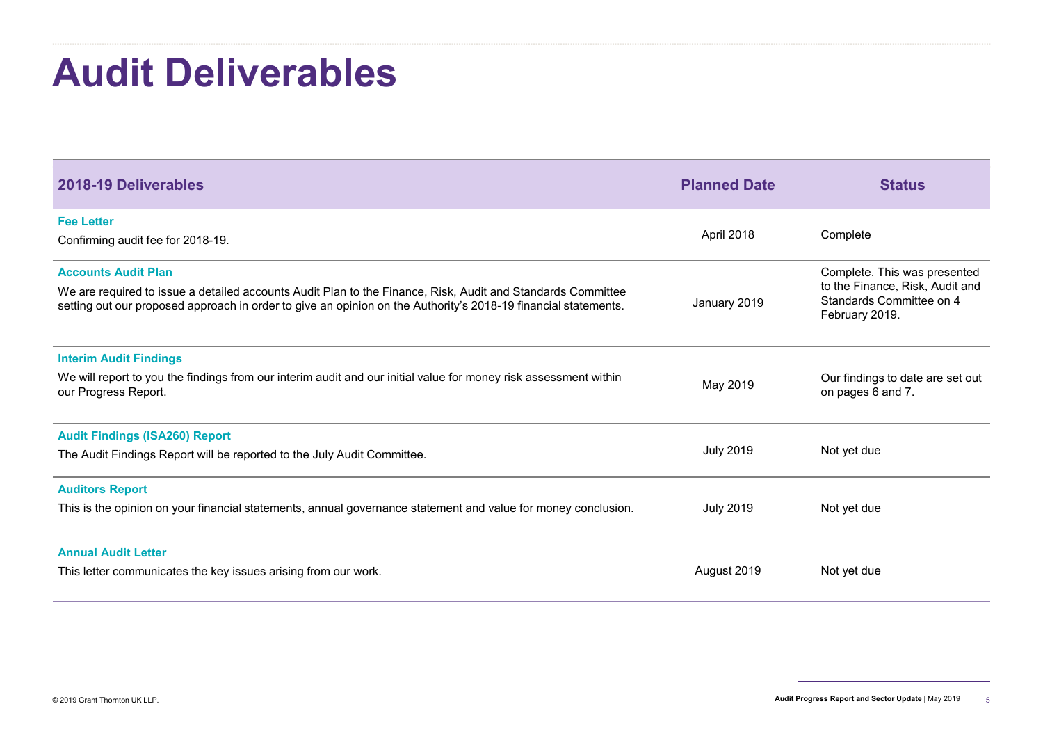# Audit Deliverables

| 2018-19 Deliverables | Planned Date | Status |
|---|---|---|
| **Fee Letter**<br>Confirming audit fee for 2018-19. | April 2018 | Complete |
| **Accounts Audit Plan**<br>We are required to issue a detailed accounts Audit Plan to the Finance, Risk, Audit and Standards Committee setting out our proposed approach in order to give an opinion on the Authority's 2018-19 financial statements. | January 2019 | Complete. This was presented to the Finance, Risk, Audit and Standards Committee on 4 February 2019. |
| **Interim Audit Findings**<br>We will report to you the findings from our interim audit and our initial value for money risk assessment within our Progress Report. | May 2019 | Our findings to date are set out on pages 6 and 7. |
| **Audit Findings (ISA260) Report**<br>The Audit Findings Report will be reported to the July Audit Committee. | July 2019 | Not yet due |
| **Auditors Report**<br>This is the opinion on your financial statements, annual governance statement and value for money conclusion. | July 2019 | Not yet due |
| **Annual Audit Letter**<br>This letter communicates the key issues arising from our work. | August 2019 | Not yet due |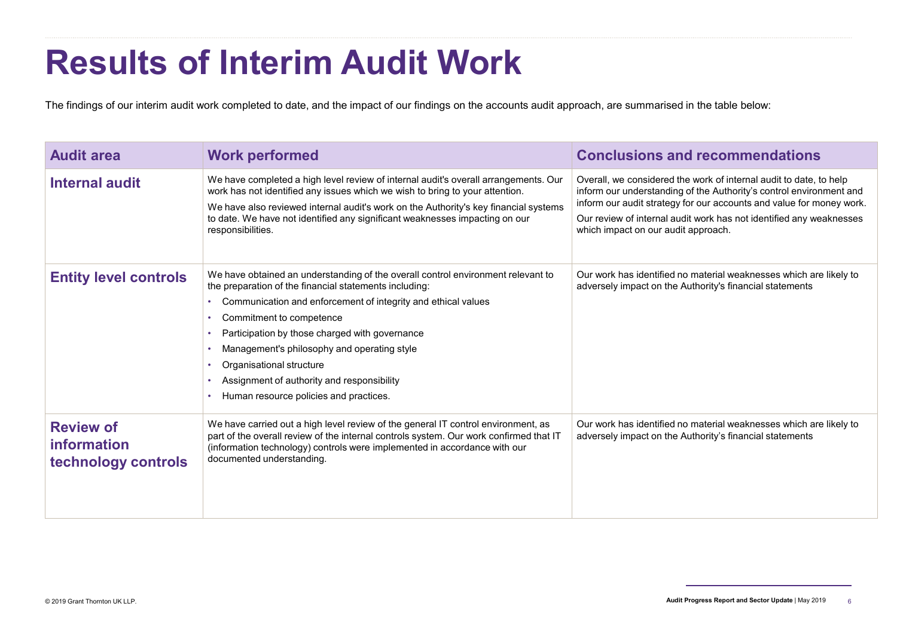# Results of Interim Audit Work

The findings of our interim audit work completed to date, and the impact of our findings on the accounts audit approach, are summarised in the table below:

| Audit area | Work performed | Conclusions and recommendations |
|---|---|---|
| **Internal audit** | We have completed a high level review of internal audit's overall arrangements. Our work has not identified any issues which we wish to bring to your attention.<br><br>We have also reviewed internal audit's work on the Authority's key financial systems to date. We have not identified any significant weaknesses impacting on our responsibilities. | Overall, we considered the work of internal audit to date, to help inform our understanding of the Authority's control environment and inform our audit strategy for our accounts and value for money work.<br><br>Our review of internal audit work has not identified any weaknesses which impact on our audit approach. |
| **Entity level controls** | We have obtained an understanding of the overall control environment relevant to the preparation of the financial statements including:<br>• Communication and enforcement of integrity and ethical values<br>• Commitment to competence<br>• Participation by those charged with governance<br>• Management's philosophy and operating style<br>• Organisational structure<br>• Assignment of authority and responsibility<br>• Human resource policies and practices. | Our work has identified no material weaknesses which are likely to adversely impact on the Authority's financial statements |
| **Review of information technology controls** | We have carried out a high level review of the general IT control environment, as part of the overall review of the internal controls system. Our work confirmed that IT (information technology) controls were implemented in accordance with our documented understanding. | Our work has identified no material weaknesses which are likely to adversely impact on the Authority's financial statements |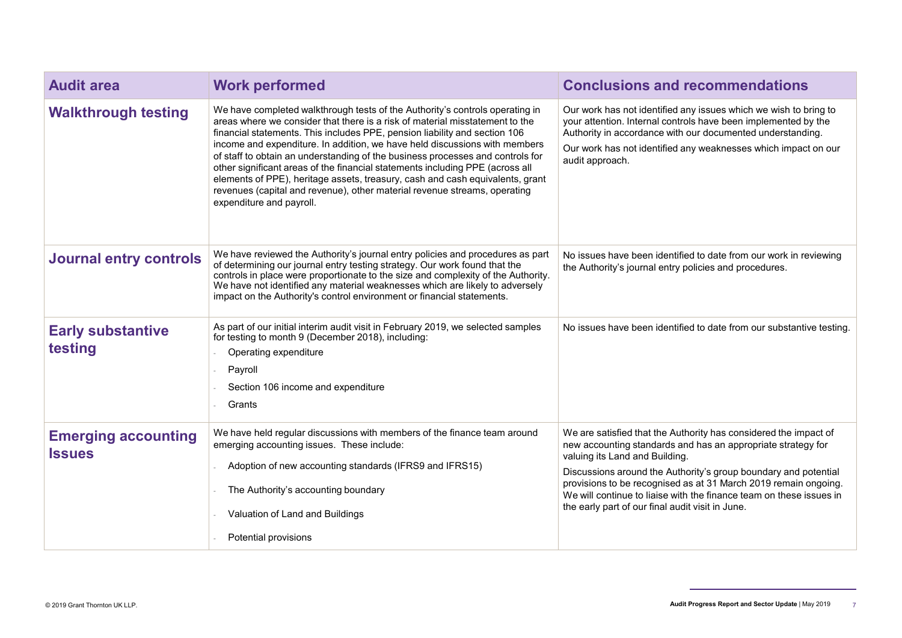| Audit area | Work performed | Conclusions and recommendations |
|---|---|---|
| **Walkthrough testing** | We have completed walkthrough tests of the Authority's controls operating in areas where we consider that there is a risk of material misstatement to the financial statements. This includes PPE, pension liability and section 106 income and expenditure. In addition, we have held discussions with members of staff to obtain an understanding of the business processes and controls for other significant areas of the financial statements including PPE (across all elements of PPE), heritage assets, treasury, cash and cash equivalents, grant revenues (capital and revenue), other material revenue streams, operating expenditure and payroll. | Our work has not identified any issues which we wish to bring to your attention. Internal controls have been implemented by the Authority in accordance with our documented understanding.<br><br>Our work has not identified any weaknesses which impact on our audit approach. |
| **Journal entry controls** | We have reviewed the Authority's journal entry policies and procedures as part of determining our journal entry testing strategy. Our work found that the controls in place were proportionate to the size and complexity of the Authority. We have not identified any material weaknesses which are likely to adversely impact on the Authority's control environment or financial statements. | No issues have been identified to date from our work in reviewing the Authority's journal entry policies and procedures. |
| **Early substantive testing** | As part of our initial interim audit visit in February 2019, we selected samples for testing to month 9 (December 2018), including:<br>- Operating expenditure<br>- Payroll<br>- Section 106 income and expenditure<br>- Grants | No issues have been identified to date from our substantive testing. |
| **Emerging accounting Issues** | We have held regular discussions with members of the finance team around emerging accounting issues. These include:<br>- Adoption of new accounting standards (IFRS9 and IFRS15)<br>- The Authority's accounting boundary<br>- Valuation of Land and Buildings<br>- Potential provisions | We are satisfied that the Authority has considered the impact of new accounting standards and has an appropriate strategy for valuing its Land and Building.<br><br>Discussions around the Authority's group boundary and potential provisions to be recognised as at 31 March 2019 remain ongoing. We will continue to liaise with the finance team on these issues in the early part of our final audit visit in June. |

© 2019 Grant Thornton UK LLP.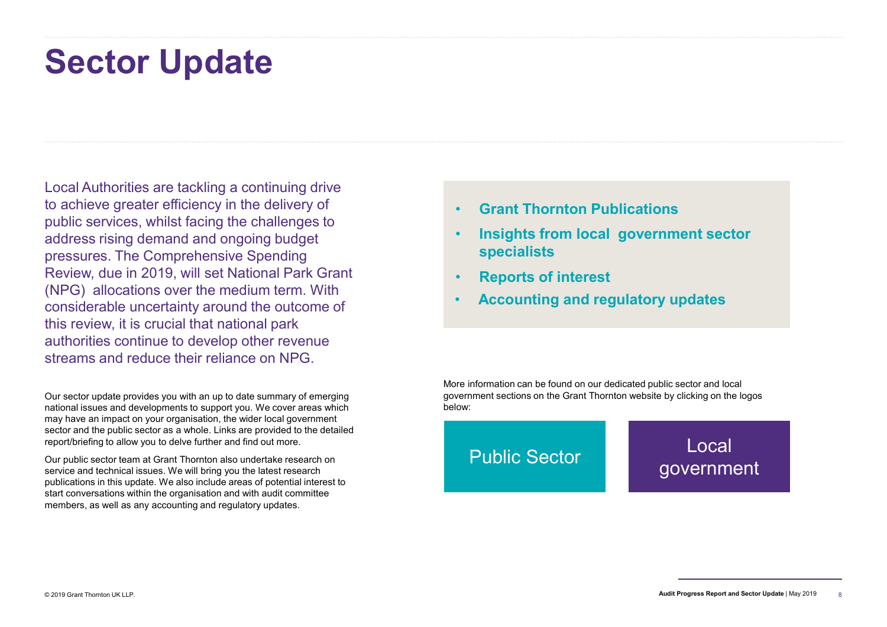# Sector Update

Local Authorities are tackling a continuing drive to achieve greater efficiency in the delivery of public services, whilst facing the challenges to address rising demand and ongoing budget pressures. The Comprehensive Spending Review, due in 2019, will set National Park Grant (NPG) allocations over the medium term. With considerable uncertainty around the outcome of this review, it is crucial that national park authorities continue to develop other revenue streams and reduce their reliance on NPG.

Our sector update provides you with an up to date summary of emerging national issues and developments to support you. We cover areas which may have an impact on your organisation, the wider local government sector and the public sector as a whole. Links are provided to the detailed report/briefing to allow you to delve further and find out more.

Our public sector team at Grant Thornton also undertake research on service and technical issues. We will bring you the latest research publications in this update. We also include areas of potential interest to start conversations within the organisation and with audit committee members, as well as any accounting and regulatory updates.

- **Grant Thornton Publications**
- **Insights from local government sector specialists**
- **Reports of interest**
- **Accounting and regulatory updates**

More information can be found on our dedicated public sector and local government sections on the Grant Thornton website by clicking on the logos below:

Public Sector

Local government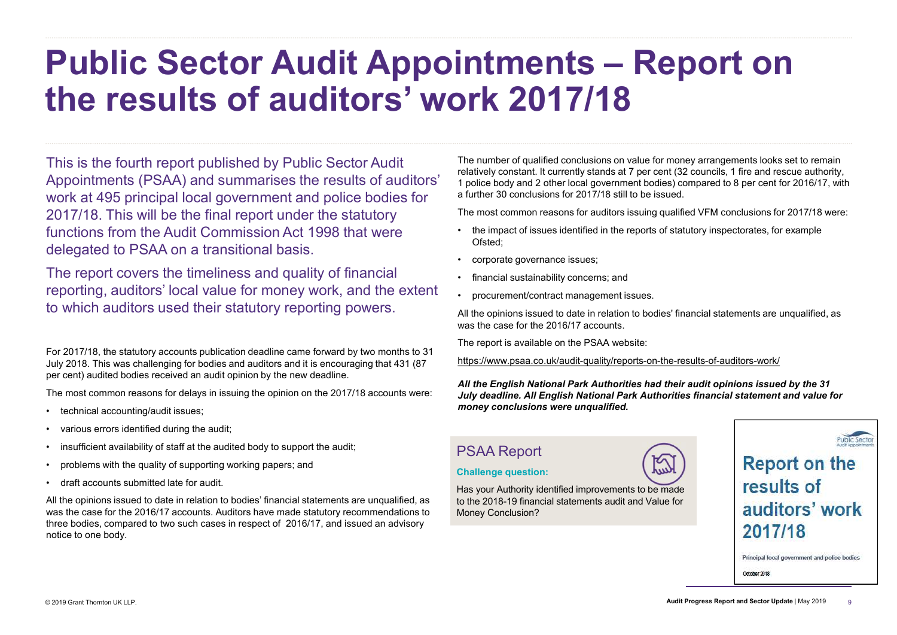# Public Sector Audit Appointments – Report on the results of auditors' work 2017/18

This is the fourth report published by Public Sector Audit Appointments (PSAA) and summarises the results of auditors' work at 495 principal local government and police bodies for 2017/18. This will be the final report under the statutory functions from the Audit Commission Act 1998 that were delegated to PSAA on a transitional basis.

The report covers the timeliness and quality of financial reporting, auditors' local value for money work, and the extent to which auditors used their statutory reporting powers.

For 2017/18, the statutory accounts publication deadline came forward by two months to 31 July 2018. This was challenging for bodies and auditors and it is encouraging that 431 (87 per cent) audited bodies received an audit opinion by the new deadline.

The most common reasons for delays in issuing the opinion on the 2017/18 accounts were:

- technical accounting/audit issues;
- various errors identified during the audit;
- insufficient availability of staff at the audited body to support the audit;
- problems with the quality of supporting working papers; and
- draft accounts submitted late for audit.

All the opinions issued to date in relation to bodies' financial statements are unqualified, as was the case for the 2016/17 accounts. Auditors have made statutory recommendations to three bodies, compared to two such cases in respect of 2016/17, and issued an advisory notice to one body.

The number of qualified conclusions on value for money arrangements looks set to remain relatively constant. It currently stands at 7 per cent (32 councils, 1 fire and rescue authority, 1 police body and 2 other local government bodies) compared to 8 per cent for 2016/17, with a further 30 conclusions for 2017/18 still to be issued.

The most common reasons for auditors issuing qualified VFM conclusions for 2017/18 were:

- the impact of issues identified in the reports of statutory inspectorates, for example Ofsted;
- corporate governance issues;
- financial sustainability concerns; and
- procurement/contract management issues.

All the opinions issued to date in relation to bodies' financial statements are unqualified, as was the case for the 2016/17 accounts.

The report is available on the PSAA website:

https://www.psaa.co.uk/audit-quality/reports-on-the-results-of-auditors-work/

***All the English National Park Authorities had their audit opinions issued by the 31 July deadline. All English National Park Authorities financial statement and value for money conclusions were unqualified.***

## PSAA Report

**Challenge question:**

Has your Authority identified improvements to be made to the 2018-19 financial statements audit and Value for Money Conclusion?

Public Sector Audit Appointments

**Report on the results of auditors' work 2017/18**

Principal local government and police bodies

October 2018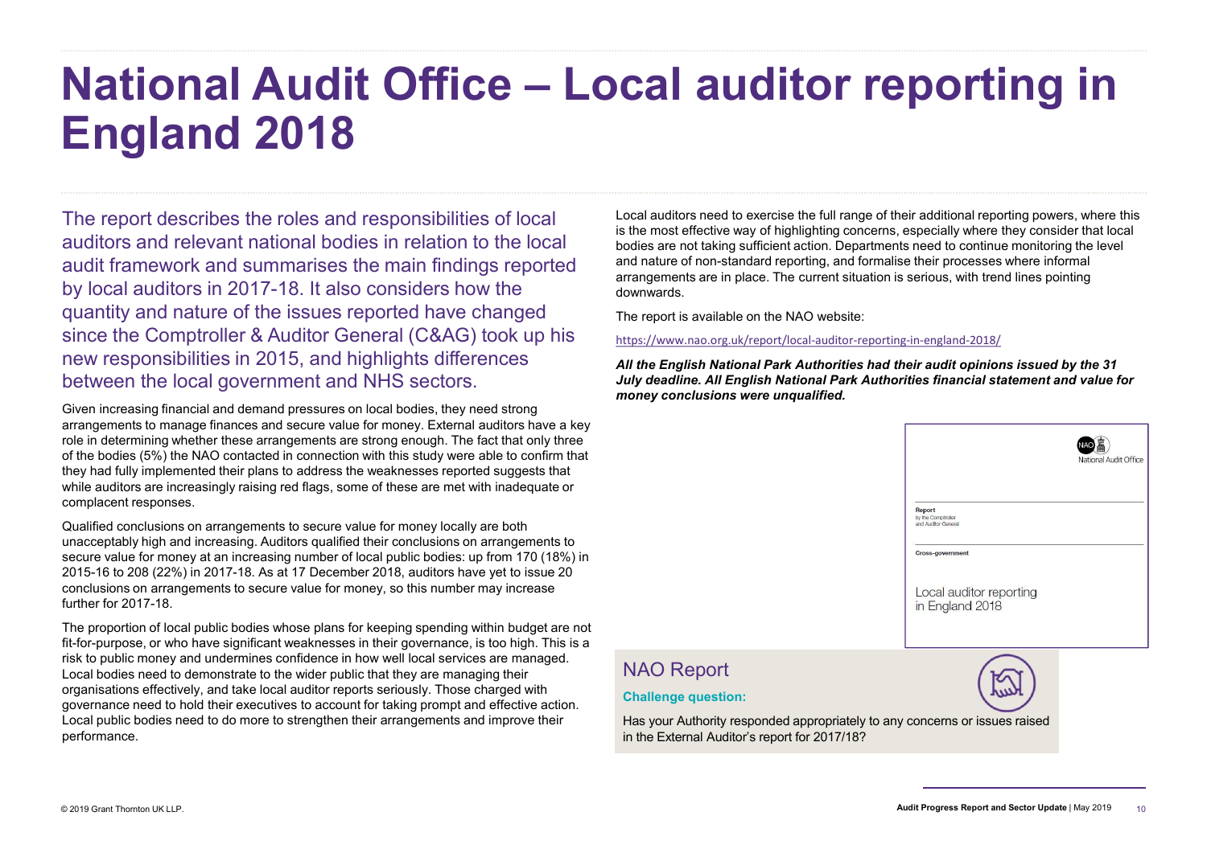# National Audit Office – Local auditor reporting in England 2018

The report describes the roles and responsibilities of local auditors and relevant national bodies in relation to the local audit framework and summarises the main findings reported by local auditors in 2017-18. It also considers how the quantity and nature of the issues reported have changed since the Comptroller & Auditor General (C&AG) took up his new responsibilities in 2015, and highlights differences between the local government and NHS sectors.

Given increasing financial and demand pressures on local bodies, they need strong arrangements to manage finances and secure value for money. External auditors have a key role in determining whether these arrangements are strong enough. The fact that only three of the bodies (5%) the NAO contacted in connection with this study were able to confirm that they had fully implemented their plans to address the weaknesses reported suggests that while auditors are increasingly raising red flags, some of these are met with inadequate or complacent responses.

Qualified conclusions on arrangements to secure value for money locally are both unacceptably high and increasing. Auditors qualified their conclusions on arrangements to secure value for money at an increasing number of local public bodies: up from 170 (18%) in 2015-16 to 208 (22%) in 2017-18. As at 17 December 2018, auditors have yet to issue 20 conclusions on arrangements to secure value for money, so this number may increase further for 2017-18.

The proportion of local public bodies whose plans for keeping spending within budget are not fit-for-purpose, or who have significant weaknesses in their governance, is too high. This is a risk to public money and undermines confidence in how well local services are managed. Local bodies need to demonstrate to the wider public that they are managing their organisations effectively, and take local auditor reports seriously. Those charged with governance need to hold their executives to account for taking prompt and effective action. Local public bodies need to do more to strengthen their arrangements and improve their performance.

Local auditors need to exercise the full range of their additional reporting powers, where this is the most effective way of highlighting concerns, especially where they consider that local bodies are not taking sufficient action. Departments need to continue monitoring the level and nature of non-standard reporting, and formalise their processes where informal arrangements are in place. The current situation is serious, with trend lines pointing downwards.

The report is available on the NAO website:

https://www.nao.org.uk/report/local-auditor-reporting-in-england-2018/

***All the English National Park Authorities had their audit opinions issued by the 31 July deadline. All English National Park Authorities financial statement and value for money conclusions were unqualified.***

National Audit Office

Report by the Comptroller and Auditor General

Cross-government

Local auditor reporting in England 2018

## NAO Report

**Challenge question:**

Has your Authority responded appropriately to any concerns or issues raised in the External Auditor's report for 2017/18?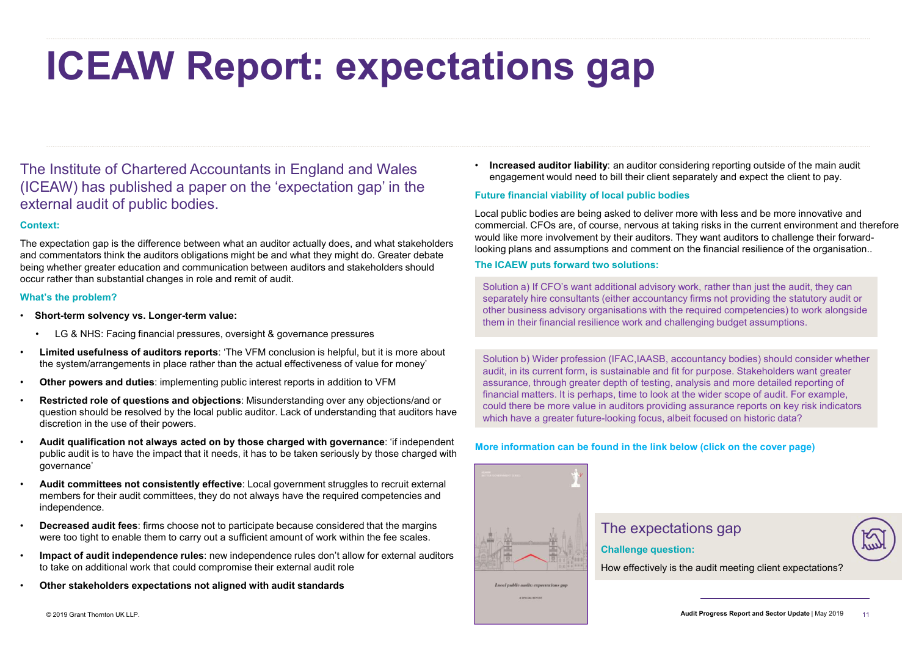# ICEAW Report: expectations gap

The Institute of Chartered Accountants in England and Wales (ICEAW) has published a paper on the 'expectation gap' in the external audit of public bodies.

**Context:**

The expectation gap is the difference between what an auditor actually does, and what stakeholders and commentators think the auditors obligations might be and what they might do. Greater debate being whether greater education and communication between auditors and stakeholders should occur rather than substantial changes in role and remit of audit.

**What's the problem?**

- **Short-term solvency vs. Longer-term value:**
  - LG & NHS: Facing financial pressures, oversight & governance pressures
- **Limited usefulness of auditors reports**: 'The VFM conclusion is helpful, but it is more about the system/arrangements in place rather than the actual effectiveness of value for money'
- **Other powers and duties**: implementing public interest reports in addition to VFM
- **Restricted role of questions and objections**: Misunderstanding over any objections/and or question should be resolved by the local public auditor. Lack of understanding that auditors have discretion in the use of their powers.
- **Audit qualification not always acted on by those charged with governance**: 'if independent public audit is to have the impact that it needs, it has to be taken seriously by those charged with governance'
- **Audit committees not consistently effective**: Local government struggles to recruit external members for their audit committees, they do not always have the required competencies and independence.
- **Decreased audit fees**: firms choose not to participate because considered that the margins were too tight to enable them to carry out a sufficient amount of work within the fee scales.
- **Impact of audit independence rules**: new independence rules don't allow for external auditors to take on additional work that could compromise their external audit role
- **Other stakeholders expectations not aligned with audit standards**
- **Increased auditor liability**: an auditor considering reporting outside of the main audit engagement would need to bill their client separately and expect the client to pay.

**Future financial viability of local public bodies**

Local public bodies are being asked to deliver more with less and be more innovative and commercial. CFOs are, of course, nervous at taking risks in the current environment and therefore would like more involvement by their auditors. They want auditors to challenge their forward-looking plans and assumptions and comment on the financial resilience of the organisation..

**The ICAEW puts forward two solutions:**

Solution a) If CFO's want additional advisory work, rather than just the audit, they can separately hire consultants (either accountancy firms not providing the statutory audit or other business advisory organisations with the required competencies) to work alongside them in their financial resilience work and challenging budget assumptions.

Solution b) Wider profession (IFAC,IAASB, accountancy bodies) should consider whether audit, in its current form, is sustainable and fit for purpose. Stakeholders want greater assurance, through greater depth of testing, analysis and more detailed reporting of financial matters. It is perhaps, time to look at the wider scope of audit. For example, could there be more value in auditors providing assurance reports on key risk indicators which have a greater future-looking focus, albeit focused on historic data?

**More information can be found in the link below (click on the cover page)**

*Local public audit: expectations gap*

A SPECIAL REPORT

## The expectations gap

**Challenge question:**

How effectively is the audit meeting client expectations?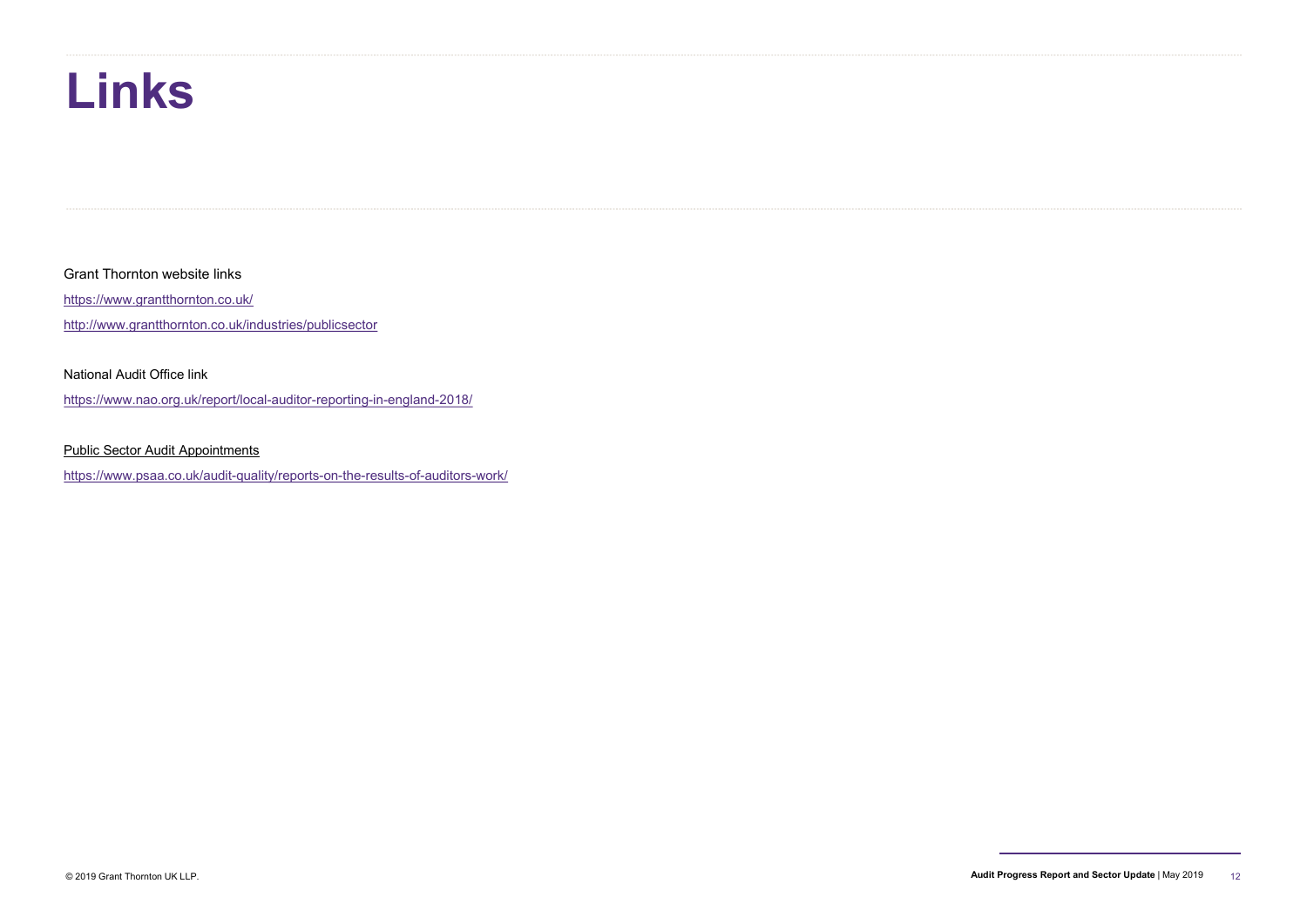# Links

Grant Thornton website links

https://www.grantthornton.co.uk/

http://www.grantthornton.co.uk/industries/publicsector

National Audit Office link

https://www.nao.org.uk/report/local-auditor-reporting-in-england-2018/

Public Sector Audit Appointments

https://www.psaa.co.uk/audit-quality/reports-on-the-results-of-auditors-work/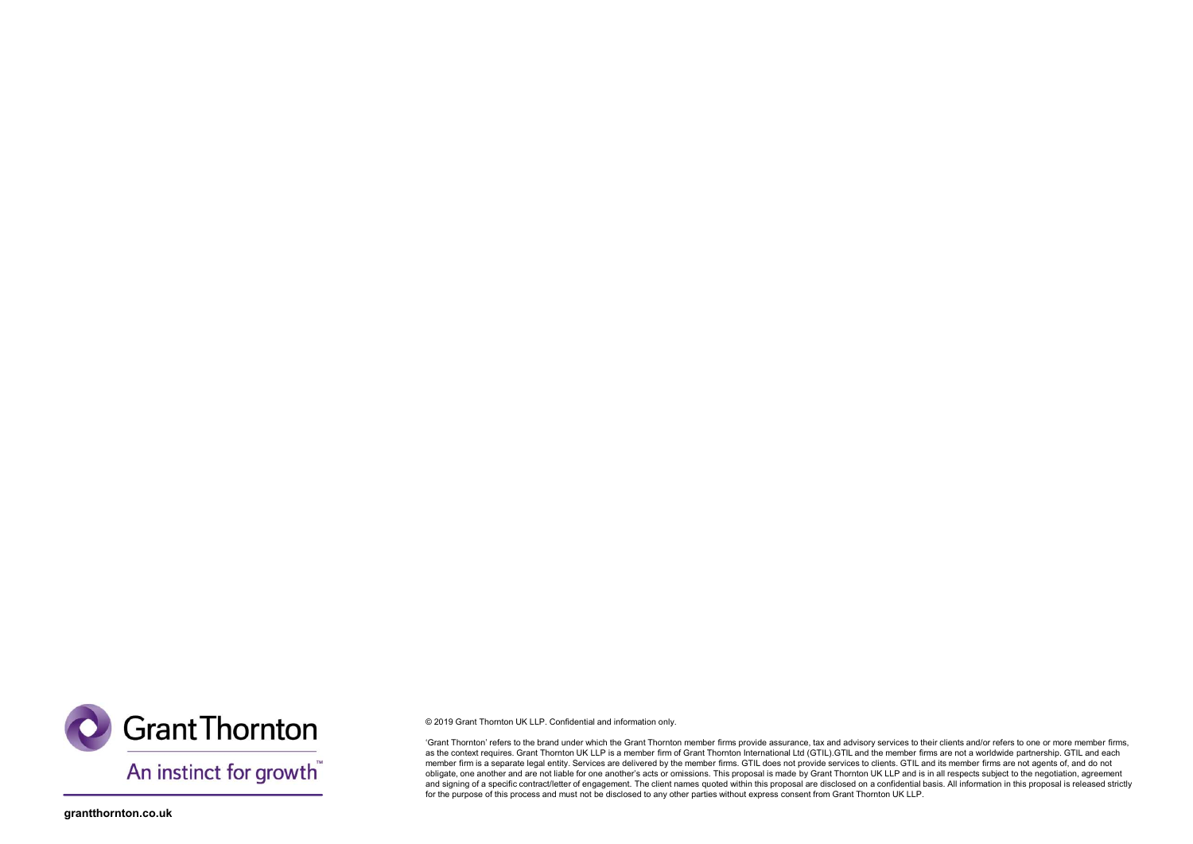Grant Thornton

An instinct for growth™

grantthornton.co.uk

© 2019 Grant Thornton UK LLP. Confidential and information only.

'Grant Thornton' refers to the brand under which the Grant Thornton member firms provide assurance, tax and advisory services to their clients and/or refers to one or more member firms, as the context requires. Grant Thornton UK LLP is a member firm of Grant Thornton International Ltd (GTIL).GTIL and the member firms are not a worldwide partnership. GTIL and each member firm is a separate legal entity. Services are delivered by the member firms. GTIL does not provide services to clients. GTIL and its member firms are not agents of, and do not obligate, one another and are not liable for one another's acts or omissions. This proposal is made by Grant Thornton UK LLP and is in all respects subject to the negotiation, agreement and signing of a specific contract/letter of engagement. The client names quoted within this proposal are disclosed on a confidential basis. All information in this proposal is released strictly for the purpose of this process and must not be disclosed to any other parties without express consent from Grant Thornton UK LLP.